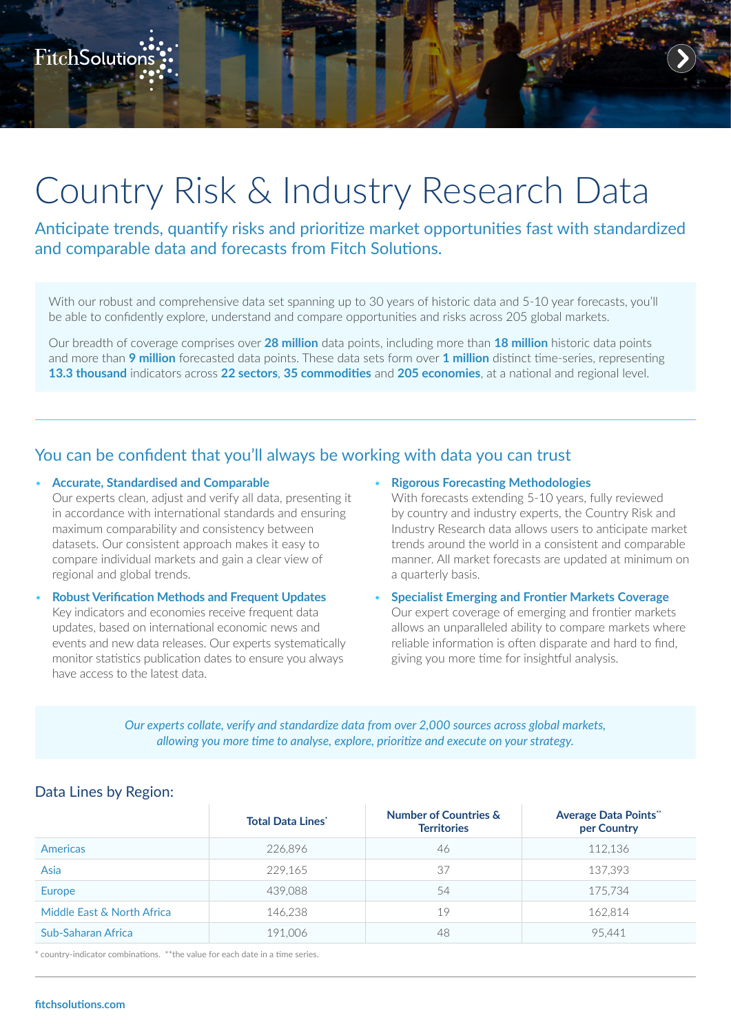FitchSolutions

# Country Risk & Industry Research Data

## Anticipate trends, quantify risks and prioritize market opportunities fast with standardized and comparable data and forecasts from Fitch Solutions.

With our robust and comprehensive data set spanning up to 30 years of historic data and 5-10 year forecasts, you'll be able to confidently explore, understand and compare opportunities and risks across 205 global markets.

Our breadth of coverage comprises over **28 million** data points, including more than **18 million** historic data points and more than **9 million** forecasted data points. These data sets form over **1 million** distinct time-series, representing **13.3 thousand** indicators across **22 sectors**, **35 commodities** and **205 economies**, at a national and regional level.

## You can be confident that you'll always be working with data you can trust

- **Accurate, Standardised and Comparable**
  Our experts clean, adjust and verify all data, presenting it in accordance with international standards and ensuring maximum comparability and consistency between datasets. Our consistent approach makes it easy to compare individual markets and gain a clear view of regional and global trends.
- **Robust Verification Methods and Frequent Updates**
  Key indicators and economies receive frequent data updates, based on international economic news and events and new data releases. Our experts systematically monitor statistics publication dates to ensure you always have access to the latest data.
- **Rigorous Forecasting Methodologies**
  With forecasts extending 5-10 years, fully reviewed by country and industry experts, the Country Risk and Industry Research data allows users to anticipate market trends around the world in a consistent and comparable manner. All market forecasts are updated at minimum on a quarterly basis.
- **Specialist Emerging and Frontier Markets Coverage**
  Our expert coverage of emerging and frontier markets allows an unparalleled ability to compare markets where reliable information is often disparate and hard to find, giving you more time for insightful analysis.

*Our experts collate, verify and standardize data from over 2,000 sources across global markets, allowing you more time to analyse, explore, prioritize and execute on your strategy.*

### Data Lines by Region:

| | Total Data Lines* | Number of Countries & Territories | Average Data Points** per Country |
|---|---|---|---|
| Americas | 226,896 | 46 | 112,136 |
| Asia | 229,165 | 37 | 137,393 |
| Europe | 439,088 | 54 | 175,734 |
| Middle East & North Africa | 146,238 | 19 | 162,814 |
| Sub-Saharan Africa | 191,006 | 48 | 95,441 |

* country-indicator combinations. **the value for each date in a time series.

fitchsolutions.com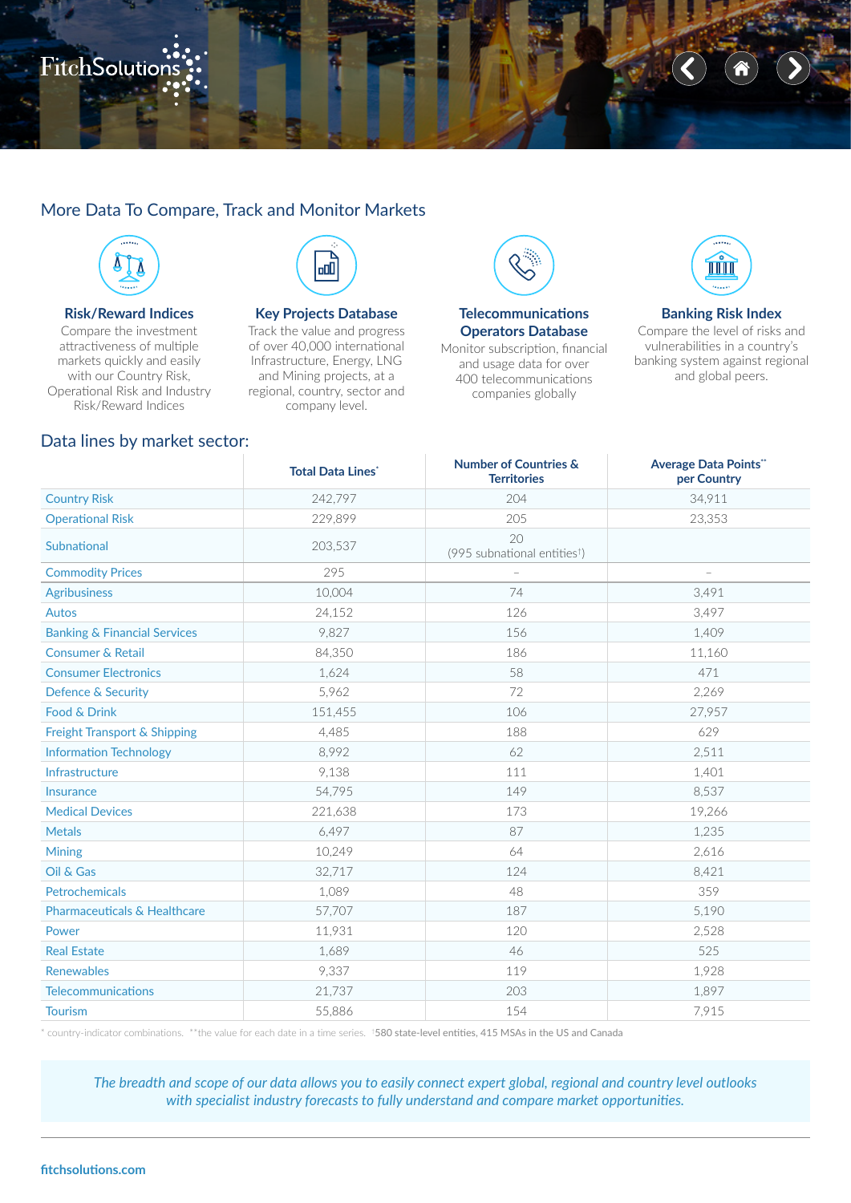## More Data To Compare, Track and Monitor Markets

### Risk/Reward Indices

Compare the investment attractiveness of multiple markets quickly and easily with our Country Risk, Operational Risk and Industry Risk/Reward Indices

### Key Projects Database

Track the value and progress of over 40,000 international Infrastructure, Energy, LNG and Mining projects, at a regional, country, sector and company level.

### Telecommunications Operators Database

Monitor subscription, financial and usage data for over 400 telecommunications companies globally

### Banking Risk Index

Compare the level of risks and vulnerabilities in a country's banking system against regional and global peers.

## Data lines by market sector:

| | Total Data Lines* | Number of Countries & Territories | Average Data Points** per Country |
|---|---|---|---|
| Country Risk | 242,797 | 204 | 34,911 |
| Operational Risk | 229,899 | 205 | 23,353 |
| Subnational | 203,537 | 20 (995 subnational entities†) | |
| Commodity Prices | 295 | – | – |
| Agribusiness | 10,004 | 74 | 3,491 |
| Autos | 24,152 | 126 | 3,497 |
| Banking & Financial Services | 9,827 | 156 | 1,409 |
| Consumer & Retail | 84,350 | 186 | 11,160 |
| Consumer Electronics | 1,624 | 58 | 471 |
| Defence & Security | 5,962 | 72 | 2,269 |
| Food & Drink | 151,455 | 106 | 27,957 |
| Freight Transport & Shipping | 4,485 | 188 | 629 |
| Information Technology | 8,992 | 62 | 2,511 |
| Infrastructure | 9,138 | 111 | 1,401 |
| Insurance | 54,795 | 149 | 8,537 |
| Medical Devices | 221,638 | 173 | 19,266 |
| Metals | 6,497 | 87 | 1,235 |
| Mining | 10,249 | 64 | 2,616 |
| Oil & Gas | 32,717 | 124 | 8,421 |
| Petrochemicals | 1,089 | 48 | 359 |
| Pharmaceuticals & Healthcare | 57,707 | 187 | 5,190 |
| Power | 11,931 | 120 | 2,528 |
| Real Estate | 1,689 | 46 | 525 |
| Renewables | 9,337 | 119 | 1,928 |
| Telecommunications | 21,737 | 203 | 1,897 |
| Tourism | 55,886 | 154 | 7,915 |

* country-indicator combinations. **the value for each date in a time series. †580 state-level entities, 415 MSAs in the US and Canada

*The breadth and scope of our data allows you to easily connect expert global, regional and country level outlooks with specialist industry forecasts to fully understand and compare market opportunities.*

fitchsolutions.com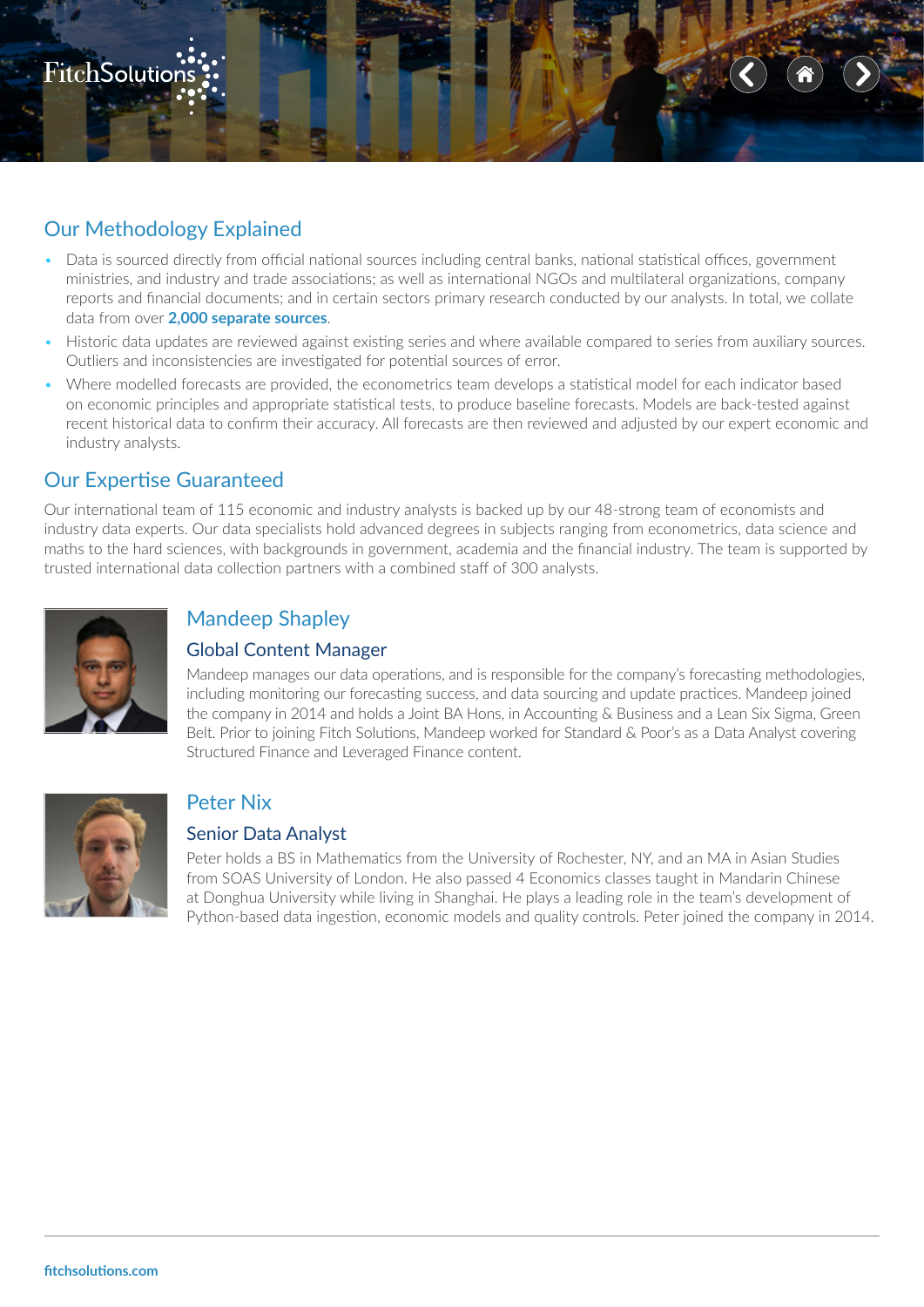## Our Methodology Explained

- Data is sourced directly from official national sources including central banks, national statistical offices, government ministries, and industry and trade associations; as well as international NGOs and multilateral organizations, company reports and financial documents; and in certain sectors primary research conducted by our analysts. In total, we collate data from over **2,000 separate sources**.
- Historic data updates are reviewed against existing series and where available compared to series from auxiliary sources. Outliers and inconsistencies are investigated for potential sources of error.
- Where modelled forecasts are provided, the econometrics team develops a statistical model for each indicator based on economic principles and appropriate statistical tests, to produce baseline forecasts. Models are back-tested against recent historical data to confirm their accuracy. All forecasts are then reviewed and adjusted by our expert economic and industry analysts.

## Our Expertise Guaranteed

Our international team of 115 economic and industry analysts is backed up by our 48-strong team of economists and industry data experts. Our data specialists hold advanced degrees in subjects ranging from econometrics, data science and maths to the hard sciences, with backgrounds in government, academia and the financial industry. The team is supported by trusted international data collection partners with a combined staff of 300 analysts.

### Mandeep Shapley

#### Global Content Manager

Mandeep manages our data operations, and is responsible for the company's forecasting methodologies, including monitoring our forecasting success, and data sourcing and update practices. Mandeep joined the company in 2014 and holds a Joint BA Hons, in Accounting & Business and a Lean Six Sigma, Green Belt. Prior to joining Fitch Solutions, Mandeep worked for Standard & Poor's as a Data Analyst covering Structured Finance and Leveraged Finance content.

### Peter Nix

#### Senior Data Analyst

Peter holds a BS in Mathematics from the University of Rochester, NY, and an MA in Asian Studies from SOAS University of London. He also passed 4 Economics classes taught in Mandarin Chinese at Donghua University while living in Shanghai. He plays a leading role in the team's development of Python-based data ingestion, economic models and quality controls. Peter joined the company in 2014.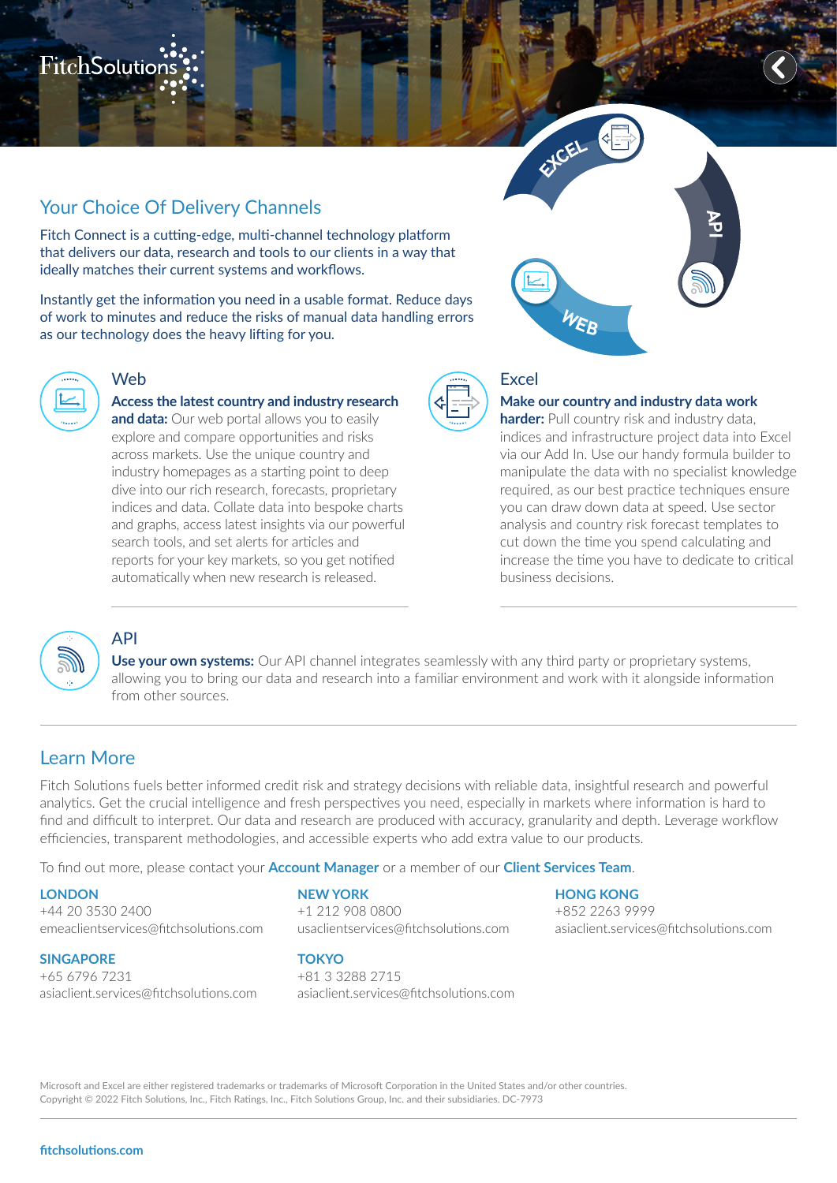## Your Choice Of Delivery Channels

Fitch Connect is a cutting-edge, multi-channel technology platform that delivers our data, research and tools to our clients in a way that ideally matches their current systems and workflows.

Instantly get the information you need in a usable format. Reduce days of work to minutes and reduce the risks of manual data handling errors as our technology does the heavy lifting for you.

EXCEL

API

WEB

### Web

**Access the latest country and industry research and data:** Our web portal allows you to easily explore and compare opportunities and risks across markets. Use the unique country and industry homepages as a starting point to deep dive into our rich research, forecasts, proprietary indices and data. Collate data into bespoke charts and graphs, access latest insights via our powerful search tools, and set alerts for articles and reports for your key markets, so you get notified automatically when new research is released.

### Excel

**Make our country and industry data work harder:** Pull country risk and industry data, indices and infrastructure project data into Excel via our Add In. Use our handy formula builder to manipulate the data with no specialist knowledge required, as our best practice techniques ensure you can draw down data at speed. Use sector analysis and country risk forecast templates to cut down the time you spend calculating and increase the time you have to dedicate to critical business decisions.

### API

**Use your own systems:** Our API channel integrates seamlessly with any third party or proprietary systems, allowing you to bring our data and research into a familiar environment and work with it alongside information from other sources.

## Learn More

Fitch Solutions fuels better informed credit risk and strategy decisions with reliable data, insightful research and powerful analytics. Get the crucial intelligence and fresh perspectives you need, especially in markets where information is hard to find and difficult to interpret. Our data and research are produced with accuracy, granularity and depth. Leverage workflow efficiencies, transparent methodologies, and accessible experts who add extra value to our products.

To find out more, please contact your **Account Manager** or a member of our **Client Services Team**.

**LONDON**
+44 20 3530 2400
emeaclientservices@fitchsolutions.com

**NEW YORK**
+1 212 908 0800
usaclientservices@fitchsolutions.com

**HONG KONG**
+852 2263 9999
asiaclient.services@fitchsolutions.com

**SINGAPORE**
+65 6796 7231
asiaclient.services@fitchsolutions.com

**TOKYO**
+81 3 3288 2715
asiaclient.services@fitchsolutions.com

Microsoft and Excel are either registered trademarks or trademarks of Microsoft Corporation in the United States and/or other countries.
Copyright © 2022 Fitch Solutions, Inc., Fitch Ratings, Inc., Fitch Solutions Group, Inc. and their subsidiaries. DC-7973

**fitchsolutions.com**